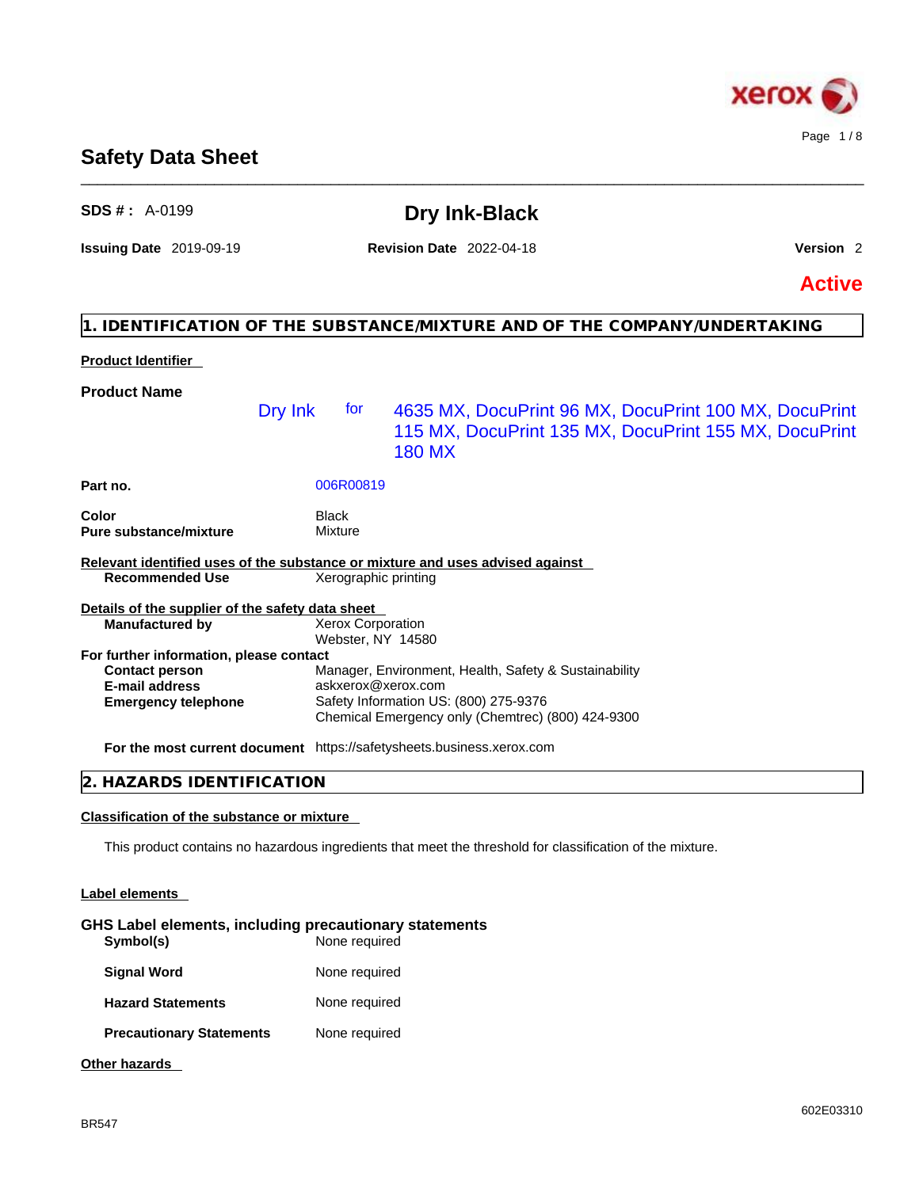# Safety Data Sheet

**SDS # :** A-0199

## Dry Ink-Black

**Issuing Date** 2019-09-19 **Revision Date** 2022-04-18 **Version** 2

**Active**

## 1. IDENTIFICATION OF THE SUBSTANCE/MIXTURE AND OF THE COMPANY/UNDERTAKING

**Product Identifier**

**Product Name**

Dry Ink for 4635 MX, DocuPrint 96 MX, DocuPrint 100 MX, DocuPrint 115 MX, DocuPrint 135 MX, DocuPrint 155 MX, DocuPrint 180 MX

**Part no.** 006R00819

**Color** Black
**Pure substance/mixture** Mixture

**Relevant identified uses of the substance or mixture and uses advised against**
**Recommended Use** Xerographic printing

**Details of the supplier of the safety data sheet**
**Manufactured by** Xerox Corporation
Webster, NY 14580

**For further information, please contact**
**Contact person** Manager, Environment, Health, Safety & Sustainability
**E-mail address** askxerox@xerox.com
**Emergency telephone** Safety Information US: (800) 275-9376
Chemical Emergency only (Chemtrec) (800) 424-9300

**For the most current document** https://safetysheets.business.xerox.com

## 2. HAZARDS IDENTIFICATION

**Classification of the substance or mixture**

This product contains no hazardous ingredients that meet the threshold for classification of the mixture.

**Label elements**

**GHS Label elements, including precautionary statements**

| | |
|---|---|
| **Symbol(s)** | None required |
| **Signal Word** | None required |
| **Hazard Statements** | None required |
| **Precautionary Statements** | None required |

**Other hazards**

BR547

602E03310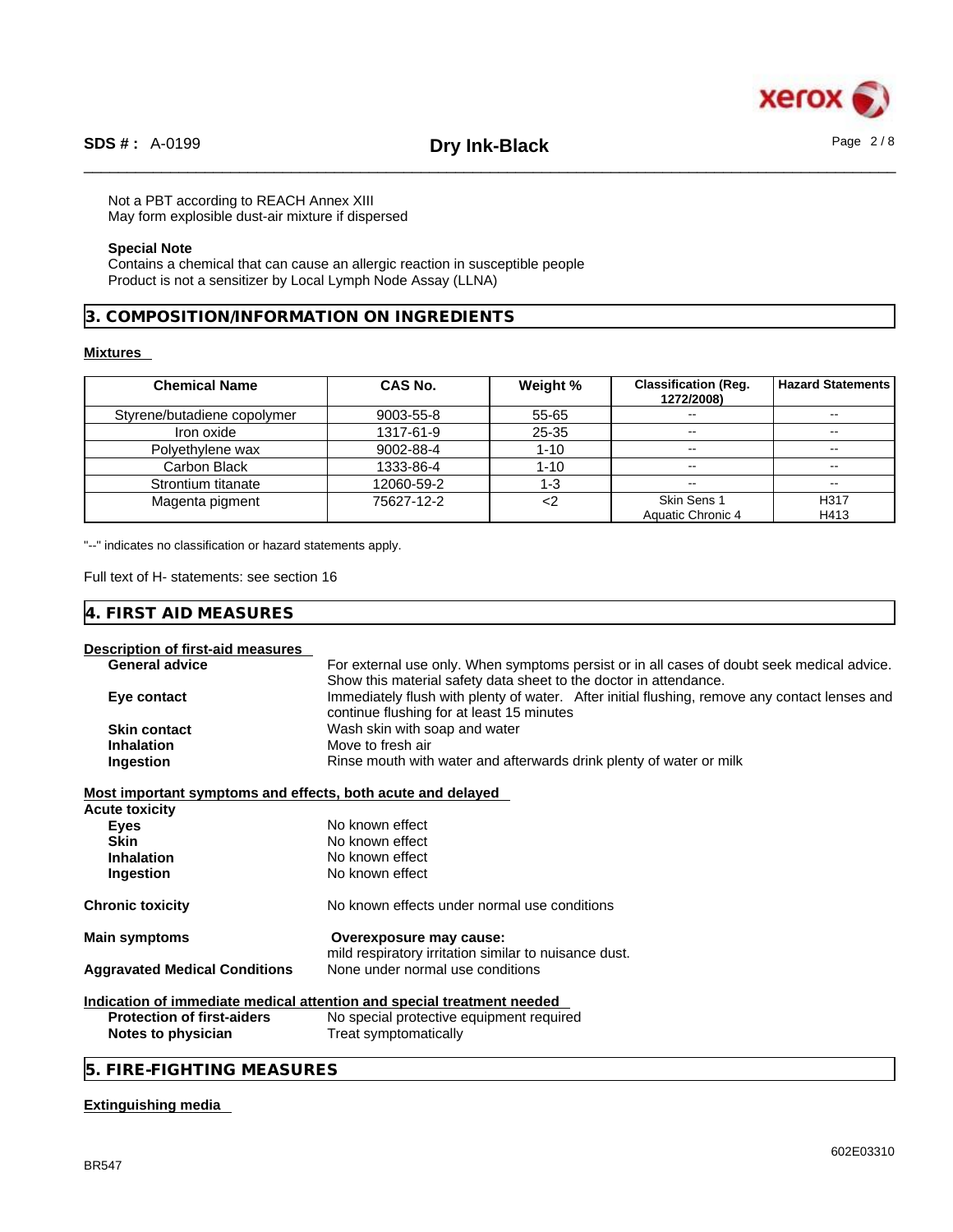Not a PBT according to REACH Annex XIII
May form explosible dust-air mixture if dispersed

**Special Note**
Contains a chemical that can cause an allergic reaction in susceptible people
Product is not a sensitizer by Local Lymph Node Assay (LLNA)

## 3. COMPOSITION/INFORMATION ON INGREDIENTS

**Mixtures**

| Chemical Name | CAS No. | Weight % | Classification (Reg. 1272/2008) | Hazard Statements |
|---|---|---|---|---|
| Styrene/butadiene copolymer | 9003-55-8 | 55-65 | -- | -- |
| Iron oxide | 1317-61-9 | 25-35 | -- | -- |
| Polyethylene wax | 9002-88-4 | 1-10 | -- | -- |
| Carbon Black | 1333-86-4 | 1-10 | -- | -- |
| Strontium titanate | 12060-59-2 | 1-3 | -- | -- |
| Magenta pigment | 75627-12-2 | <2 | Skin Sens 1<br>Aquatic Chronic 4 | H317<br>H413 |

"--" indicates no classification or hazard statements apply.

Full text of H- statements: see section 16

## 4. FIRST AID MEASURES

**Description of first-aid measures**

**General advice** For external use only. When symptoms persist or in all cases of doubt seek medical advice. Show this material safety data sheet to the doctor in attendance.

**Eye contact** Immediately flush with plenty of water. After initial flushing, remove any contact lenses and continue flushing for at least 15 minutes

**Skin contact** Wash skin with soap and water

**Inhalation** Move to fresh air

**Ingestion** Rinse mouth with water and afterwards drink plenty of water or milk

**Most important symptoms and effects, both acute and delayed**

**Acute toxicity**

**Eyes** No known effect

**Skin** No known effect

**Inhalation** No known effect

**Ingestion** No known effect

**Chronic toxicity** No known effects under normal use conditions

**Main symptoms** **Overexposure may cause:**
mild respiratory irritation similar to nuisance dust.

**Aggravated Medical Conditions** None under normal use conditions

**Indication of immediate medical attention and special treatment needed**

**Protection of first-aiders** No special protective equipment required

**Notes to physician** Treat symptomatically

## 5. FIRE-FIGHTING MEASURES

**Extinguishing media**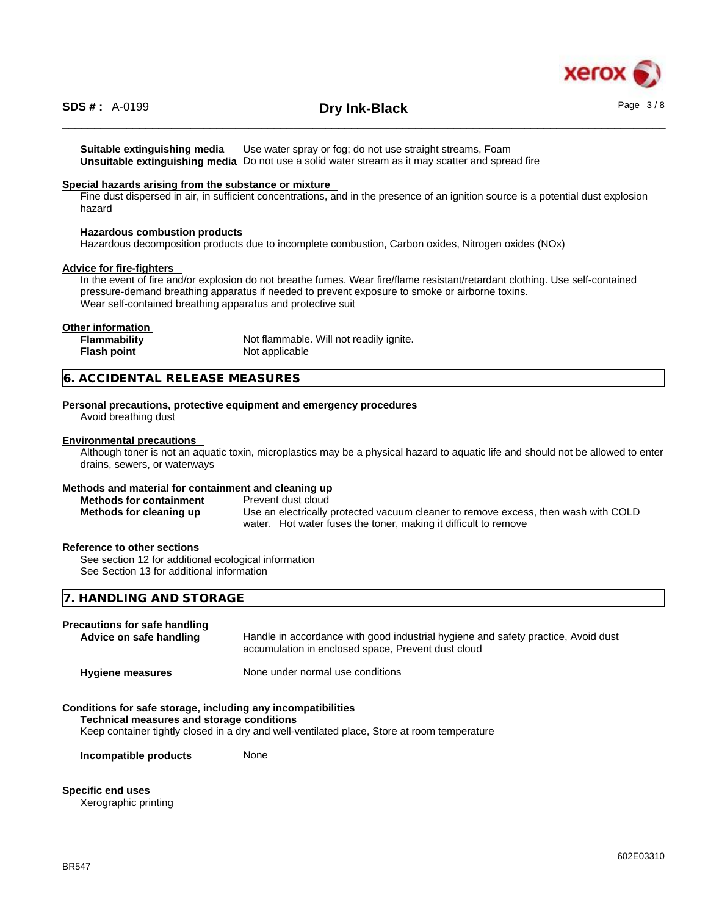**Suitable extinguishing media** Use water spray or fog; do not use straight streams, Foam
**Unsuitable extinguishing media** Do not use a solid water stream as it may scatter and spread fire

**Special hazards arising from the substance or mixture**

Fine dust dispersed in air, in sufficient concentrations, and in the presence of an ignition source is a potential dust explosion hazard

**Hazardous combustion products**

Hazardous decomposition products due to incomplete combustion, Carbon oxides, Nitrogen oxides (NOx)

**Advice for fire-fighters**

In the event of fire and/or explosion do not breathe fumes. Wear fire/flame resistant/retardant clothing. Use self-contained pressure-demand breathing apparatus if needed to prevent exposure to smoke or airborne toxins.
Wear self-contained breathing apparatus and protective suit

**Other information**

**Flammability** Not flammable. Will not readily ignite.
**Flash point** Not applicable

## 6. ACCIDENTAL RELEASE MEASURES

**Personal precautions, protective equipment and emergency procedures**

Avoid breathing dust

**Environmental precautions**

Although toner is not an aquatic toxin, microplastics may be a physical hazard to aquatic life and should not be allowed to enter drains, sewers, or waterways

**Methods and material for containment and cleaning up**

**Methods for containment** Prevent dust cloud
**Methods for cleaning up** Use an electrically protected vacuum cleaner to remove excess, then wash with COLD water. Hot water fuses the toner, making it difficult to remove

**Reference to other sections**

See section 12 for additional ecological information
See Section 13 for additional information

## 7. HANDLING AND STORAGE

**Precautions for safe handling**

**Advice on safe handling** Handle in accordance with good industrial hygiene and safety practice, Avoid dust accumulation in enclosed space, Prevent dust cloud

**Hygiene measures** None under normal use conditions

**Conditions for safe storage, including any incompatibilities**

**Technical measures and storage conditions**

Keep container tightly closed in a dry and well-ventilated place, Store at room temperature

**Incompatible products** None

**Specific end uses**

Xerographic printing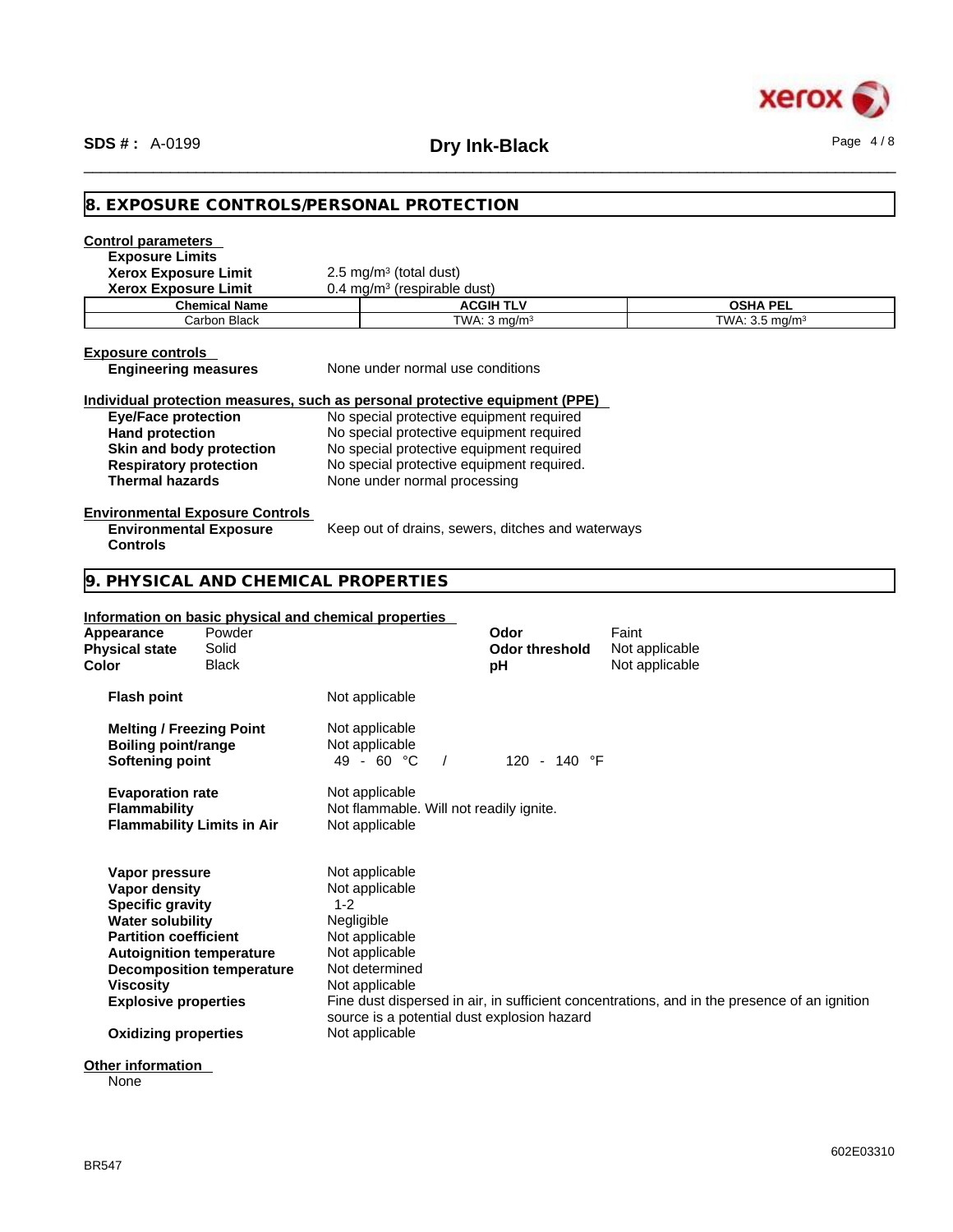## 8. EXPOSURE CONTROLS/PERSONAL PROTECTION

**Control parameters**

**Exposure Limits**

**Xerox Exposure Limit** 2.5 mg/m³ (total dust)

**Xerox Exposure Limit** 0.4 mg/m³ (respirable dust)

| Chemical Name | ACGIH TLV | OSHA PEL |
|---|---|---|
| Carbon Black | TWA: 3 mg/m³ | TWA: 3.5 mg/m³ |

**Exposure controls**

**Engineering measures** None under normal use conditions

**Individual protection measures, such as personal protective equipment (PPE)**

**Eye/Face protection** No special protective equipment required

**Hand protection** No special protective equipment required

**Skin and body protection** No special protective equipment required

**Respiratory protection** No special protective equipment required.

**Thermal hazards** None under normal processing

**Environmental Exposure Controls**

**Environmental Exposure Controls** Keep out of drains, sewers, ditches and waterways

## 9. PHYSICAL AND CHEMICAL PROPERTIES

**Information on basic physical and chemical properties**

**Appearance** Powder

**Physical state** Solid

**Color** Black

**Odor** Faint

**Odor threshold** Not applicable

**pH** Not applicable

**Flash point** Not applicable

**Melting / Freezing Point** Not applicable

**Boiling point/range** Not applicable

**Softening point** 49 - 60 °C / 120 - 140 °F

**Evaporation rate** Not applicable

**Flammability** Not flammable. Will not readily ignite.

**Flammability Limits in Air** Not applicable

**Vapor pressure** Not applicable

**Vapor density** Not applicable

**Specific gravity** 1-2

**Water solubility** Negligible

**Partition coefficient** Not applicable

**Autoignition temperature** Not applicable

**Decomposition temperature** Not determined

**Viscosity** Not applicable

**Explosive properties** Fine dust dispersed in air, in sufficient concentrations, and in the presence of an ignition source is a potential dust explosion hazard

**Oxidizing properties** Not applicable

**Other information**

None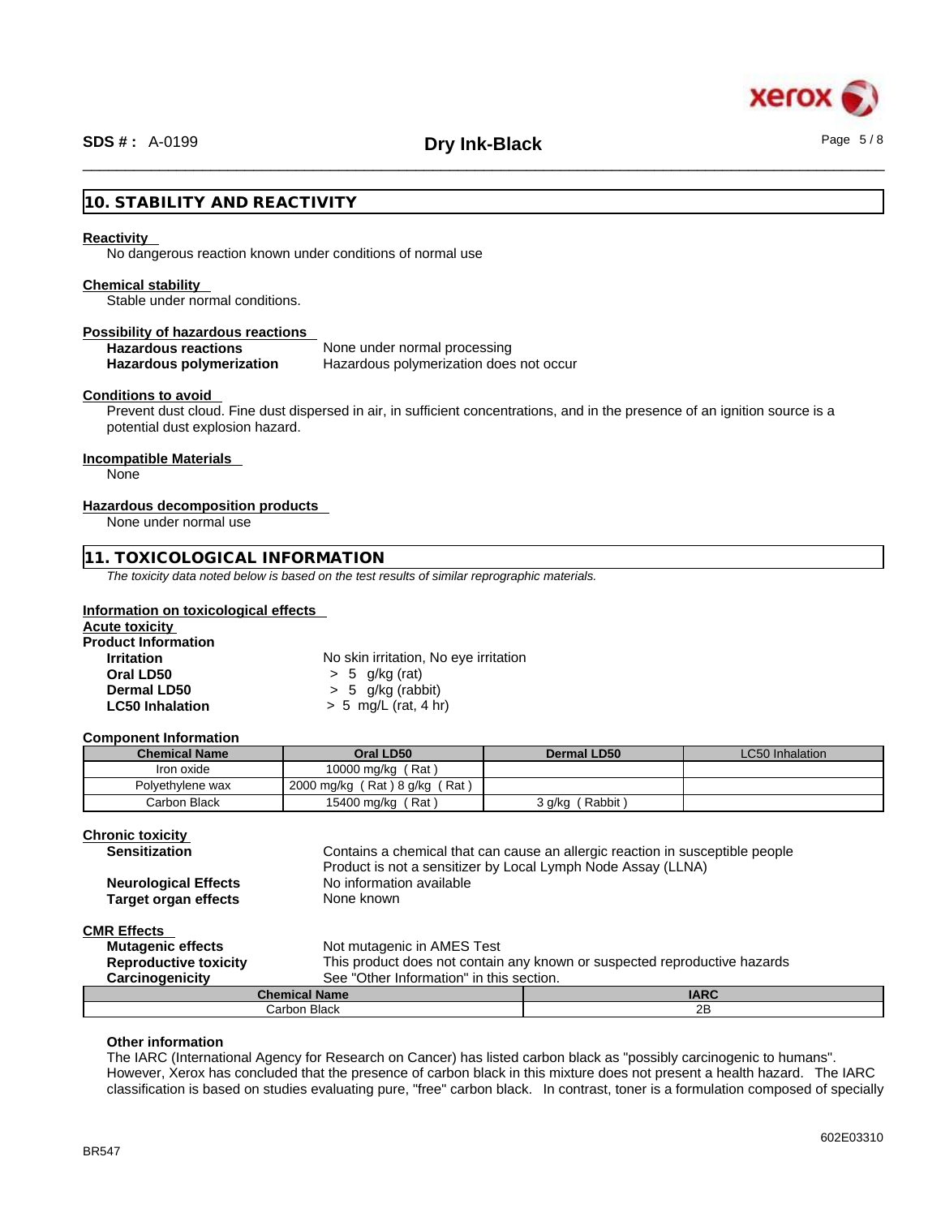## 10. STABILITY AND REACTIVITY

**Reactivity**

No dangerous reaction known under conditions of normal use

**Chemical stability**

Stable under normal conditions.

**Possibility of hazardous reactions**

**Hazardous reactions** None under normal processing
**Hazardous polymerization** Hazardous polymerization does not occur

**Conditions to avoid**

Prevent dust cloud. Fine dust dispersed in air, in sufficient concentrations, and in the presence of an ignition source is a potential dust explosion hazard.

**Incompatible Materials**

None

**Hazardous decomposition products**

None under normal use

## 11. TOXICOLOGICAL INFORMATION

*The toxicity data noted below is based on the test results of similar reprographic materials.*

**Information on toxicological effects**

**Acute toxicity**

**Product Information**

**Irritation** No skin irritation, No eye irritation
**Oral LD50** > 5 g/kg (rat)
**Dermal LD50** > 5 g/kg (rabbit)
**LC50 Inhalation** > 5 mg/L (rat, 4 hr)

**Component Information**

| Chemical Name | Oral LD50 | Dermal LD50 | LC50 Inhalation |
|---|---|---|---|
| Iron oxide | 10000 mg/kg ( Rat ) | | |
| Polyethylene wax | 2000 mg/kg ( Rat ) 8 g/kg ( Rat ) | | |
| Carbon Black | 15400 mg/kg ( Rat ) | 3 g/kg ( Rabbit ) | |

**Chronic toxicity**

**Sensitization** Contains a chemical that can cause an allergic reaction in susceptible people
Product is not a sensitizer by Local Lymph Node Assay (LLNA)
**Neurological Effects** No information available
**Target organ effects** None known

**CMR Effects**

**Mutagenic effects** Not mutagenic in AMES Test
**Reproductive toxicity** This product does not contain any known or suspected reproductive hazards
**Carcinogenicity** See "Other Information" in this section.

| Chemical Name | IARC |
|---|---|
| Carbon Black | 2B |

**Other information**

The IARC (International Agency for Research on Cancer) has listed carbon black as "possibly carcinogenic to humans". However, Xerox has concluded that the presence of carbon black in this mixture does not present a health hazard. The IARC classification is based on studies evaluating pure, "free" carbon black. In contrast, toner is a formulation composed of specially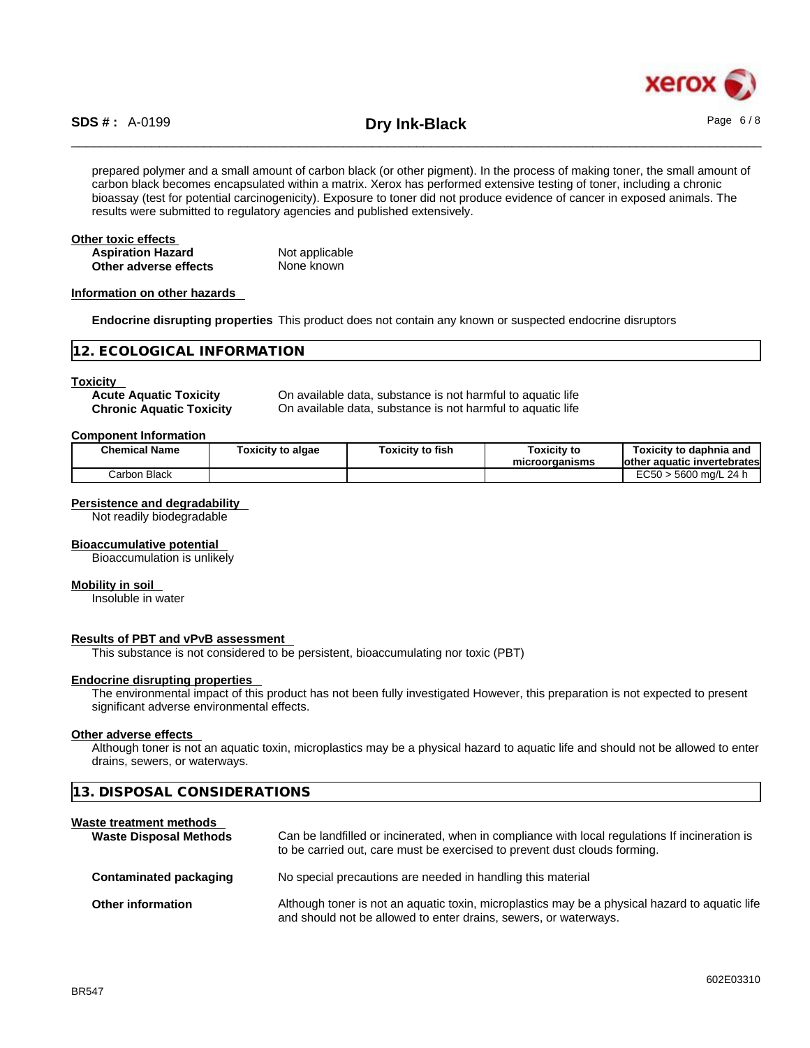prepared polymer and a small amount of carbon black (or other pigment). In the process of making toner, the small amount of carbon black becomes encapsulated within a matrix. Xerox has performed extensive testing of toner, including a chronic bioassay (test for potential carcinogenicity). Exposure to toner did not produce evidence of cancer in exposed animals. The results were submitted to regulatory agencies and published extensively.

**Other toxic effects**

**Aspiration Hazard** Not applicable
**Other adverse effects** None known

**Information on other hazards**

**Endocrine disrupting properties** This product does not contain any known or suspected endocrine disruptors

## 12. ECOLOGICAL INFORMATION

**Toxicity**

**Acute Aquatic Toxicity** On available data, substance is not harmful to aquatic life
**Chronic Aquatic Toxicity** On available data, substance is not harmful to aquatic life

**Component Information**

| Chemical Name | Toxicity to algae | Toxicity to fish | Toxicity to microorganisms | Toxicity to daphnia and other aquatic invertebrates |
|---|---|---|---|---|
| Carbon Black | | | | EC50 > 5600 mg/L 24 h |

**Persistence and degradability**

Not readily biodegradable

**Bioaccumulative potential**

Bioaccumulation is unlikely

**Mobility in soil**

Insoluble in water

**Results of PBT and vPvB assessment**

This substance is not considered to be persistent, bioaccumulating nor toxic (PBT)

**Endocrine disrupting properties**

The environmental impact of this product has not been fully investigated However, this preparation is not expected to present significant adverse environmental effects.

**Other adverse effects**

Although toner is not an aquatic toxin, microplastics may be a physical hazard to aquatic life and should not be allowed to enter drains, sewers, or waterways.

## 13. DISPOSAL CONSIDERATIONS

**Waste treatment methods**

**Waste Disposal Methods** Can be landfilled or incinerated, when in compliance with local regulations If incineration is to be carried out, care must be exercised to prevent dust clouds forming.

**Contaminated packaging** No special precautions are needed in handling this material

**Other information** Although toner is not an aquatic toxin, microplastics may be a physical hazard to aquatic life and should not be allowed to enter drains, sewers, or waterways.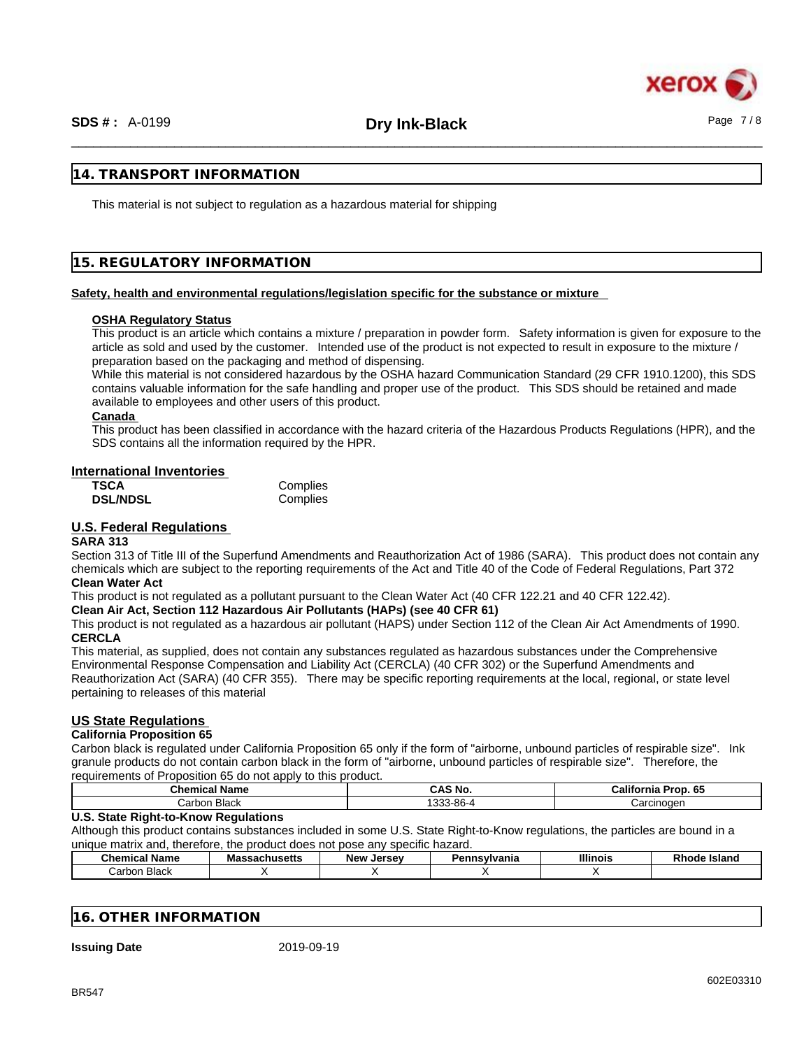## 14. TRANSPORT INFORMATION

This material is not subject to regulation as a hazardous material for shipping

## 15. REGULATORY INFORMATION

**Safety, health and environmental regulations/legislation specific for the substance or mixture**

**OSHA Regulatory Status**

This product is an article which contains a mixture / preparation in powder form. Safety information is given for exposure to the article as sold and used by the customer. Intended use of the product is not expected to result in exposure to the mixture / preparation based on the packaging and method of dispensing.

While this material is not considered hazardous by the OSHA hazard Communication Standard (29 CFR 1910.1200), this SDS contains valuable information for the safe handling and proper use of the product. This SDS should be retained and made available to employees and other users of this product.

**Canada**

This product has been classified in accordance with the hazard criteria of the Hazardous Products Regulations (HPR), and the SDS contains all the information required by the HPR.

### International Inventories

| | |
|---|---|
| **TSCA** | Complies |
| **DSL/NDSL** | Complies |

### U.S. Federal Regulations

**SARA 313**

Section 313 of Title III of the Superfund Amendments and Reauthorization Act of 1986 (SARA). This product does not contain any chemicals which are subject to the reporting requirements of the Act and Title 40 of the Code of Federal Regulations, Part 372

**Clean Water Act**

This product is not regulated as a pollutant pursuant to the Clean Water Act (40 CFR 122.21 and 40 CFR 122.42).

**Clean Air Act, Section 112 Hazardous Air Pollutants (HAPs) (see 40 CFR 61)**

This product is not regulated as a hazardous air pollutant (HAPS) under Section 112 of the Clean Air Act Amendments of 1990.

**CERCLA**

This material, as supplied, does not contain any substances regulated as hazardous substances under the Comprehensive Environmental Response Compensation and Liability Act (CERCLA) (40 CFR 302) or the Superfund Amendments and Reauthorization Act (SARA) (40 CFR 355). There may be specific reporting requirements at the local, regional, or state level pertaining to releases of this material

### US State Regulations

**California Proposition 65**

Carbon black is regulated under California Proposition 65 only if the form of "airborne, unbound particles of respirable size". Ink granule products do not contain carbon black in the form of "airborne, unbound particles of respirable size". Therefore, the requirements of Proposition 65 do not apply to this product.

| Chemical Name | CAS No. | California Prop. 65 |
|---|---|---|
| Carbon Black | 1333-86-4 | Carcinogen |

**U.S. State Right-to-Know Regulations**

Although this product contains substances included in some U.S. State Right-to-Know regulations, the particles are bound in a unique matrix and, therefore, the product does not pose any specific hazard.

| Chemical Name | Massachusetts | New Jersey | Pennsylvania | Illinois | Rhode Island |
|---|---|---|---|---|---|
| Carbon Black | X | X | X | X | |

## 16. OTHER INFORMATION

**Issuing Date** 2019-09-19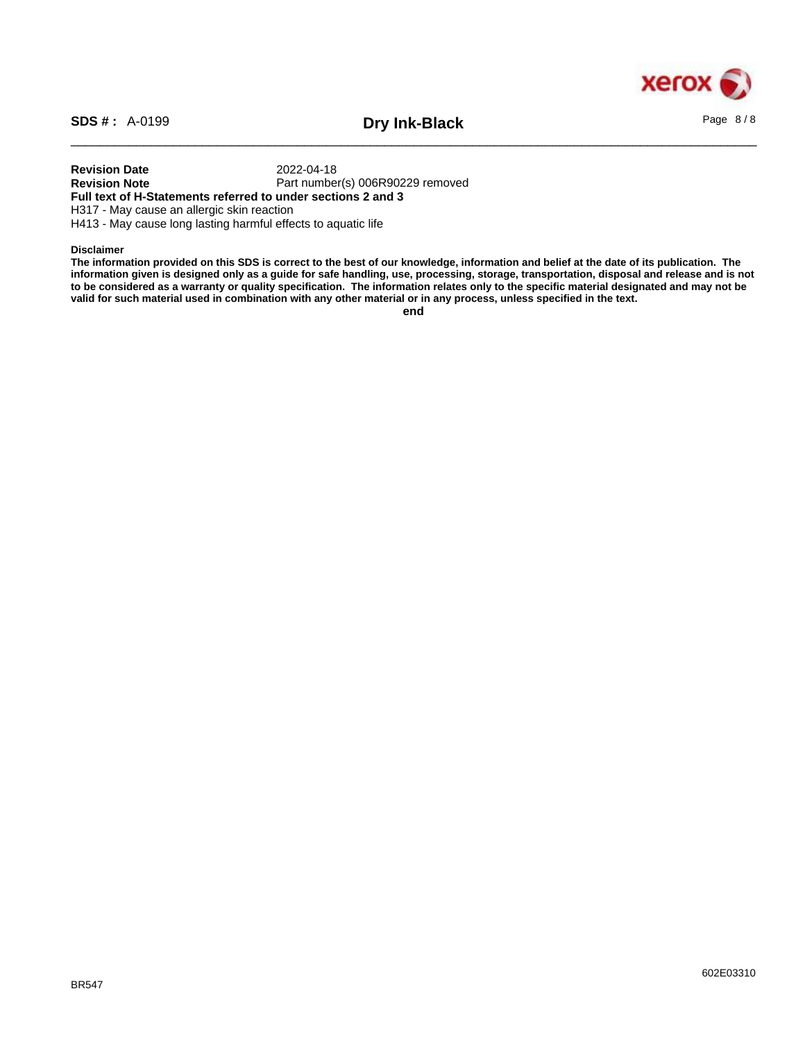**Revision Date** 2022-04-18
**Revision Note** Part number(s) 006R90229 removed

**Full text of H-Statements referred to under sections 2 and 3**

H317 - May cause an allergic skin reaction
H413 - May cause long lasting harmful effects to aquatic life

**Disclaimer**

**The information provided on this SDS is correct to the best of our knowledge, information and belief at the date of its publication. The information given is designed only as a guide for safe handling, use, processing, storage, transportation, disposal and release and is not to be considered as a warranty or quality specification. The information relates only to the specific material designated and may not be valid for such material used in combination with any other material or in any process, unless specified in the text.**

**end**